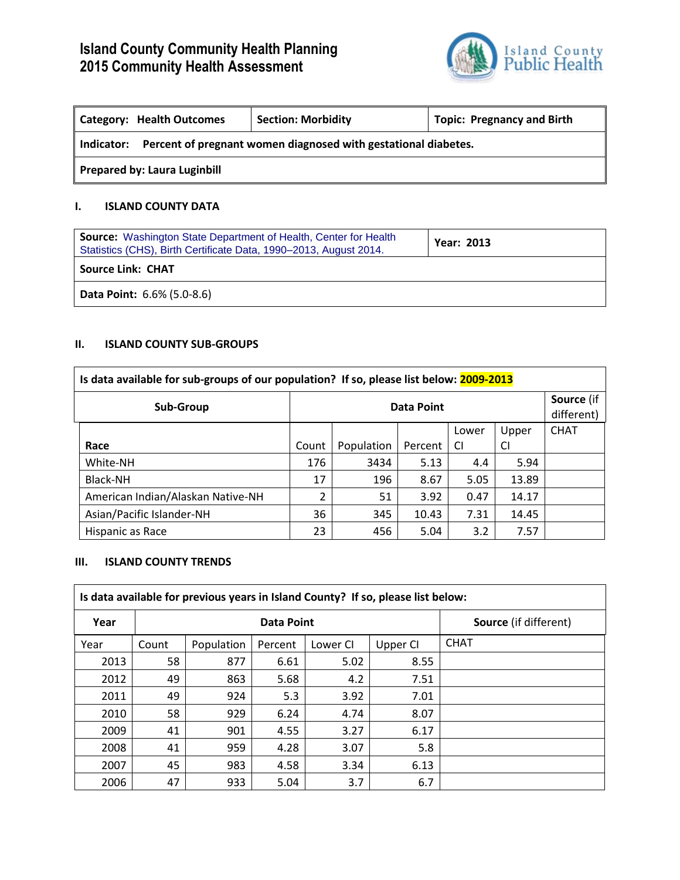# Island County Community Health Planning
# 2015 Community Health Assessment

Island County Public Health

| Category: Health Outcomes | Section: Morbidity | Topic: Pregnancy and Birth |
|---|---|---|
| **Indicator:** Percent of pregnant women diagnosed with gestational diabetes. | | |
| **Prepared by: Laura Luginbill** | | |

## I. ISLAND COUNTY DATA

| **Source:** Washington State Department of Health, Center for Health Statistics (CHS), Birth Certificate Data, 1990–2013, August 2014. | **Year: 2013** |
|---|---|
| **Source Link: CHAT** | |
| **Data Point:** 6.6% (5.0-8.6) | |

## II. ISLAND COUNTY SUB-GROUPS

**Is data available for sub-groups of our population? If so, please list below: 2009-2013**

| Sub-Group | Data Point | | | | | Source (if different) |
|---|---|---|---|---|---|---|
| **Race** | Count | Population | Percent | Lower CI | Upper CI | CHAT |
| White-NH | 176 | 3434 | 5.13 | 4.4 | 5.94 | |
| Black-NH | 17 | 196 | 8.67 | 5.05 | 13.89 | |
| American Indian/Alaskan Native-NH | 2 | 51 | 3.92 | 0.47 | 14.17 | |
| Asian/Pacific Islander-NH | 36 | 345 | 10.43 | 7.31 | 14.45 | |
| Hispanic as Race | 23 | 456 | 5.04 | 3.2 | 7.57 | |

## III. ISLAND COUNTY TRENDS

**Is data available for previous years in Island County? If so, please list below:**

| Year | Data Point | | | | | Source (if different) |
|---|---|---|---|---|---|---|
| Year | Count | Population | Percent | Lower CI | Upper CI | CHAT |
| 2013 | 58 | 877 | 6.61 | 5.02 | 8.55 | |
| 2012 | 49 | 863 | 5.68 | 4.2 | 7.51 | |
| 2011 | 49 | 924 | 5.3 | 3.92 | 7.01 | |
| 2010 | 58 | 929 | 6.24 | 4.74 | 8.07 | |
| 2009 | 41 | 901 | 4.55 | 3.27 | 6.17 | |
| 2008 | 41 | 959 | 4.28 | 3.07 | 5.8 | |
| 2007 | 45 | 983 | 4.58 | 3.34 | 6.13 | |
| 2006 | 47 | 933 | 5.04 | 3.7 | 6.7 | |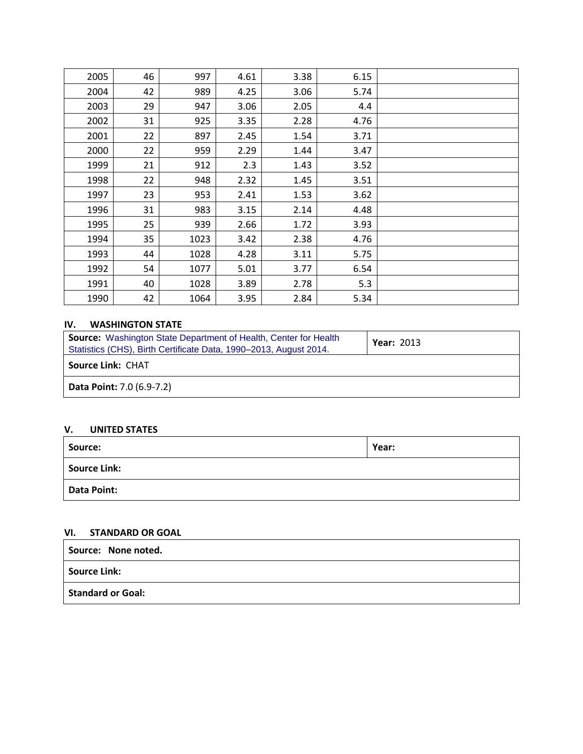| | | | | | | |
|---|---|---|---|---|---|---|
| 2005 | 46 | 997 | 4.61 | 3.38 | 6.15 | |
| 2004 | 42 | 989 | 4.25 | 3.06 | 5.74 | |
| 2003 | 29 | 947 | 3.06 | 2.05 | 4.4 | |
| 2002 | 31 | 925 | 3.35 | 2.28 | 4.76 | |
| 2001 | 22 | 897 | 2.45 | 1.54 | 3.71 | |
| 2000 | 22 | 959 | 2.29 | 1.44 | 3.47 | |
| 1999 | 21 | 912 | 2.3 | 1.43 | 3.52 | |
| 1998 | 22 | 948 | 2.32 | 1.45 | 3.51 | |
| 1997 | 23 | 953 | 2.41 | 1.53 | 3.62 | |
| 1996 | 31 | 983 | 3.15 | 2.14 | 4.48 | |
| 1995 | 25 | 939 | 2.66 | 1.72 | 3.93 | |
| 1994 | 35 | 1023 | 3.42 | 2.38 | 4.76 | |
| 1993 | 44 | 1028 | 4.28 | 3.11 | 5.75 | |
| 1992 | 54 | 1077 | 5.01 | 3.77 | 6.54 | |
| 1991 | 40 | 1028 | 3.89 | 2.78 | 5.3 | |
| 1990 | 42 | 1064 | 3.95 | 2.84 | 5.34 | |

## IV. WASHINGTON STATE

| | |
|---|---|
| **Source:** Washington State Department of Health, Center for Health Statistics (CHS), Birth Certificate Data, 1990–2013, August 2014. | **Year:** 2013 |
| **Source Link:** CHAT | |
| **Data Point:** 7.0 (6.9-7.2) | |

## V. UNITED STATES

| | |
|---|---|
| **Source:** | **Year:** |
| **Source Link:** | |
| **Data Point:** | |

## VI. STANDARD OR GOAL

| |
|---|
| **Source: None noted.** |
| **Source Link:** |
| **Standard or Goal:** |